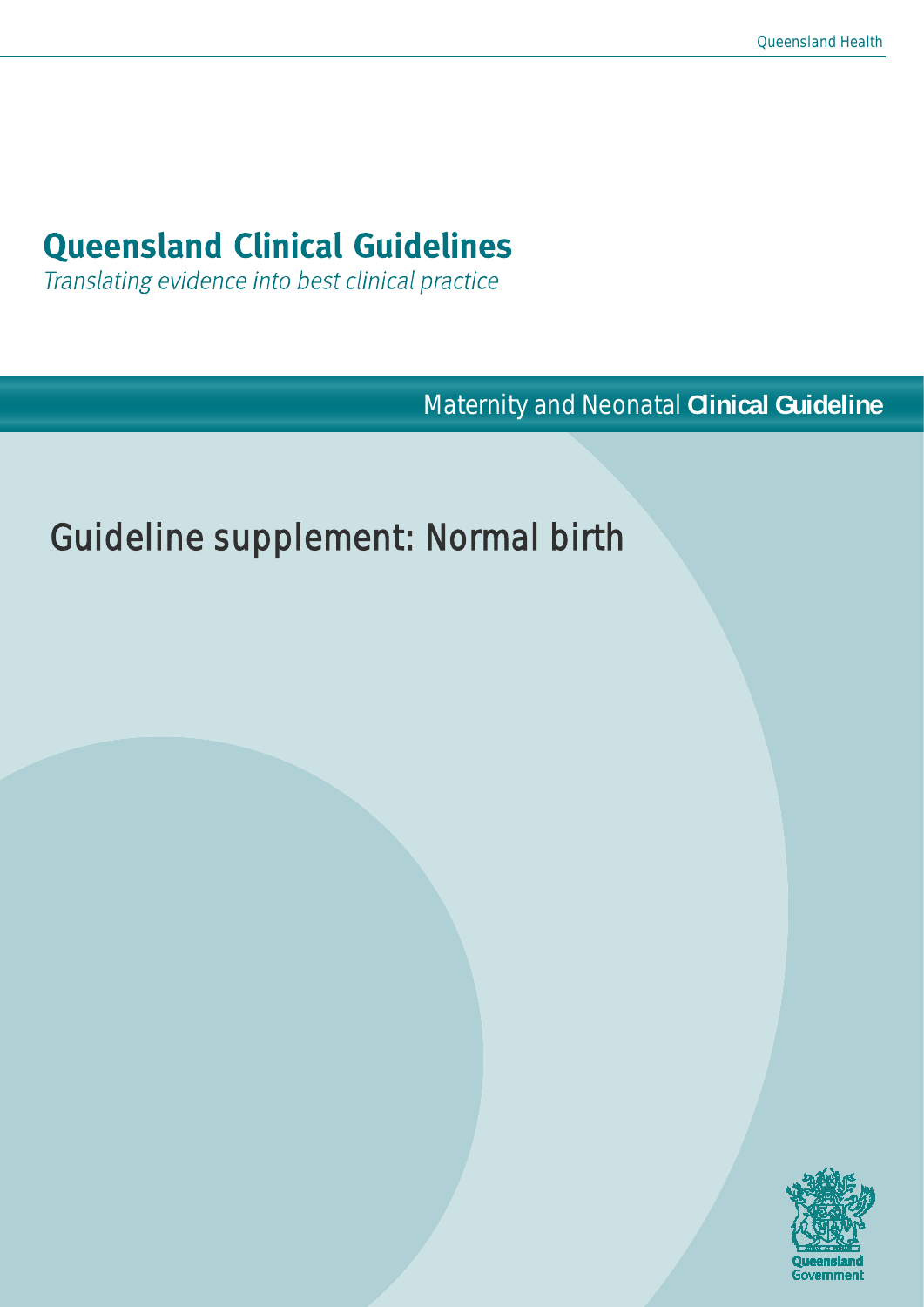# Queensland Clinical Guidelines

*Translating evidence into best clinical practice*

Maternity and Neonatal **Clinical Guideline**

## Guideline supplement: Normal birth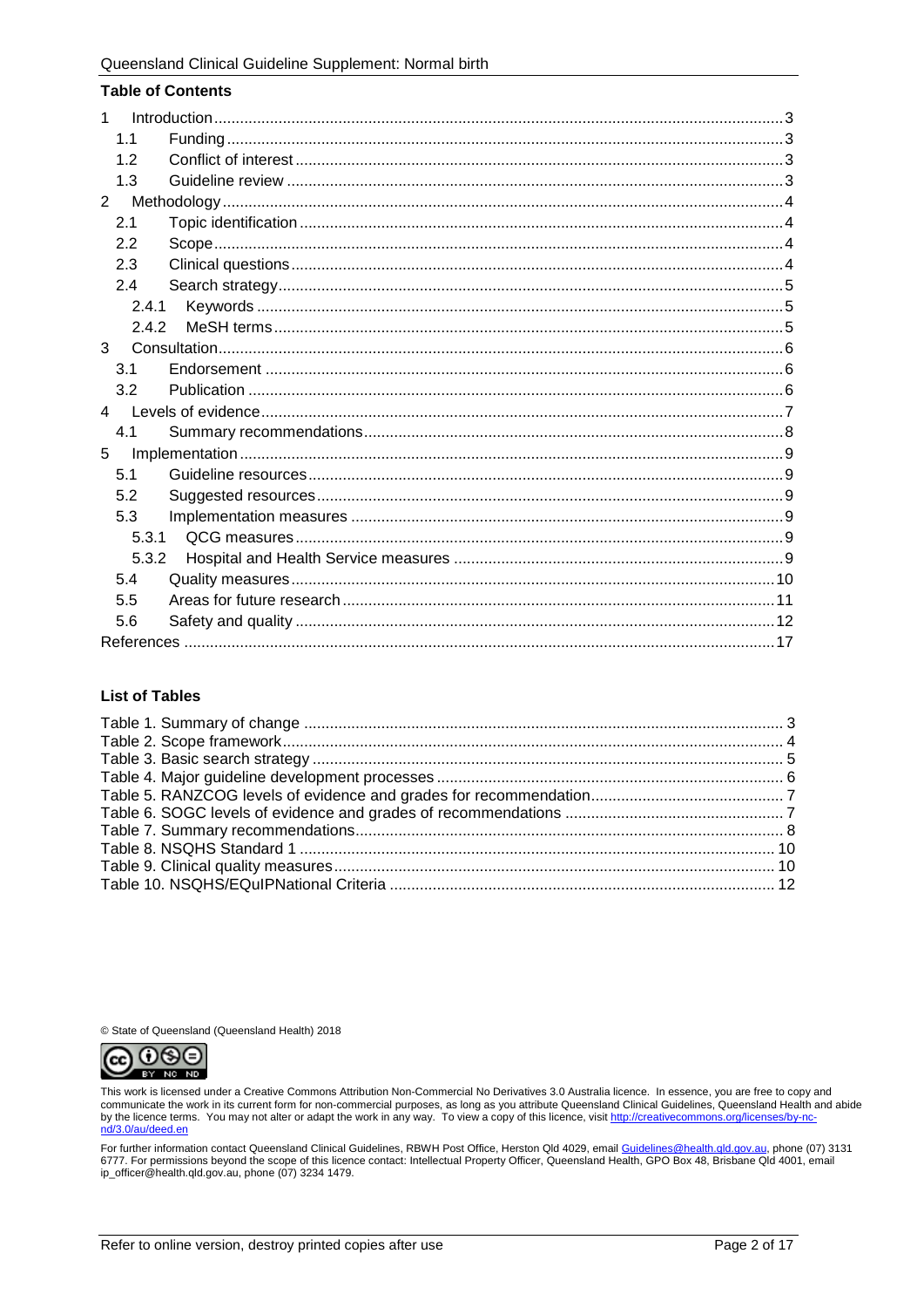**Table of Contents**

1 Introduction ..... 3
  1.1 Funding ..... 3
  1.2 Conflict of interest ..... 3
  1.3 Guideline review ..... 3
2 Methodology ..... 4
  2.1 Topic identification ..... 4
  2.2 Scope ..... 4
  2.3 Clinical questions ..... 4
  2.4 Search strategy ..... 5
    2.4.1 Keywords ..... 5
    2.4.2 MeSH terms ..... 5
3 Consultation ..... 6
  3.1 Endorsement ..... 6
  3.2 Publication ..... 6
4 Levels of evidence ..... 7
  4.1 Summary recommendations ..... 8
5 Implementation ..... 9
  5.1 Guideline resources ..... 9
  5.2 Suggested resources ..... 9
  5.3 Implementation measures ..... 9
    5.3.1 QCG measures ..... 9
    5.3.2 Hospital and Health Service measures ..... 9
  5.4 Quality measures ..... 10
  5.5 Areas for future research ..... 11
  5.6 Safety and quality ..... 12
References ..... 17

**List of Tables**

Table 1. Summary of change ..... 3
Table 2. Scope framework ..... 4
Table 3. Basic search strategy ..... 5
Table 4. Major guideline development processes ..... 6
Table 5. RANZCOG levels of evidence and grades for recommendation ..... 7
Table 6. SOGC levels of evidence and grades of recommendations ..... 7
Table 7. Summary recommendations ..... 8
Table 8. NSQHS Standard 1 ..... 10
Table 9. Clinical quality measures ..... 10
Table 10. NSQHS/EQuIPNational Criteria ..... 12

© State of Queensland (Queensland Health) 2018

This work is licensed under a Creative Commons Attribution Non-Commercial No Derivatives 3.0 Australia licence. In essence, you are free to copy and communicate the work in its current form for non-commercial purposes, as long as you attribute Queensland Clinical Guidelines, Queensland Health and abide by the licence terms. You may not alter or adapt the work in any way. To view a copy of this licence, visit http://creativecommons.org/licenses/by-nc-nd/3.0/au/deed.en

For further information contact Queensland Clinical Guidelines, RBWH Post Office, Herston Qld 4029, email Guidelines@health.qld.gov.au, phone (07) 3131 6777. For permissions beyond the scope of this licence contact: Intellectual Property Officer, Queensland Health, GPO Box 48, Brisbane Qld 4001, email ip_officer@health.qld.gov.au, phone (07) 3234 1479.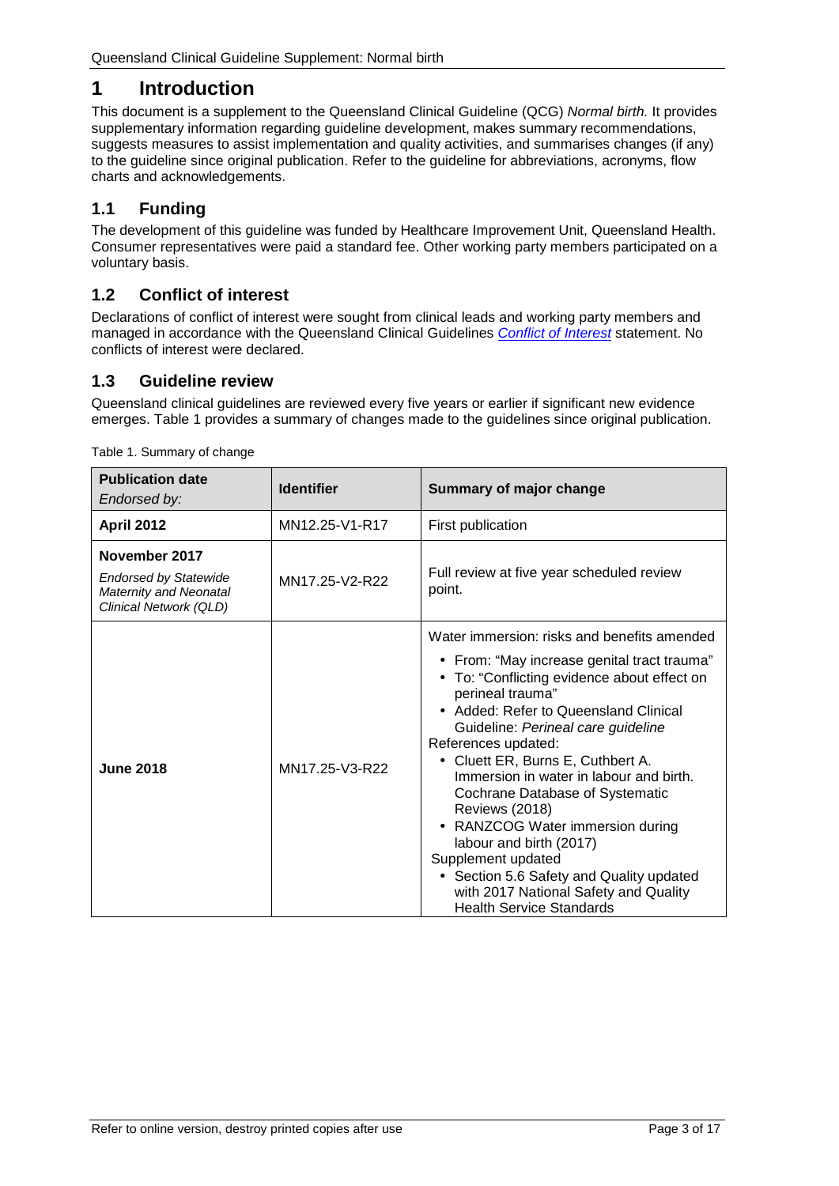# 1 Introduction

This document is a supplement to the Queensland Clinical Guideline (QCG) *Normal birth.* It provides supplementary information regarding guideline development, makes summary recommendations, suggests measures to assist implementation and quality activities, and summarises changes (if any) to the guideline since original publication. Refer to the guideline for abbreviations, acronyms, flow charts and acknowledgements.

## 1.1 Funding

The development of this guideline was funded by Healthcare Improvement Unit, Queensland Health. Consumer representatives were paid a standard fee. Other working party members participated on a voluntary basis.

## 1.2 Conflict of interest

Declarations of conflict of interest were sought from clinical leads and working party members and managed in accordance with the Queensland Clinical Guidelines *Conflict of Interest* statement. No conflicts of interest were declared.

## 1.3 Guideline review

Queensland clinical guidelines are reviewed every five years or earlier if significant new evidence emerges. Table 1 provides a summary of changes made to the guidelines since original publication.

Table 1. Summary of change

| **Publication date** *Endorsed by:* | **Identifier** | **Summary of major change** |
|---|---|---|
| **April 2012** | MN12.25-V1-R17 | First publication |
| **November 2017** *Endorsed by Statewide Maternity and Neonatal Clinical Network (QLD)* | MN17.25-V2-R22 | Full review at five year scheduled review point. |
| **June 2018** | MN17.25-V3-R22 | Water immersion: risks and benefits amended<br>• From: "May increase genital tract trauma"<br>• To: "Conflicting evidence about effect on perineal trauma"<br>• Added: Refer to Queensland Clinical Guideline: *Perineal care guideline*<br>References updated:<br>• Cluett ER, Burns E, Cuthbert A. Immersion in water in labour and birth. Cochrane Database of Systematic Reviews (2018)<br>• RANZCOG Water immersion during labour and birth (2017)<br>Supplement updated<br>• Section 5.6 Safety and Quality updated with 2017 National Safety and Quality Health Service Standards |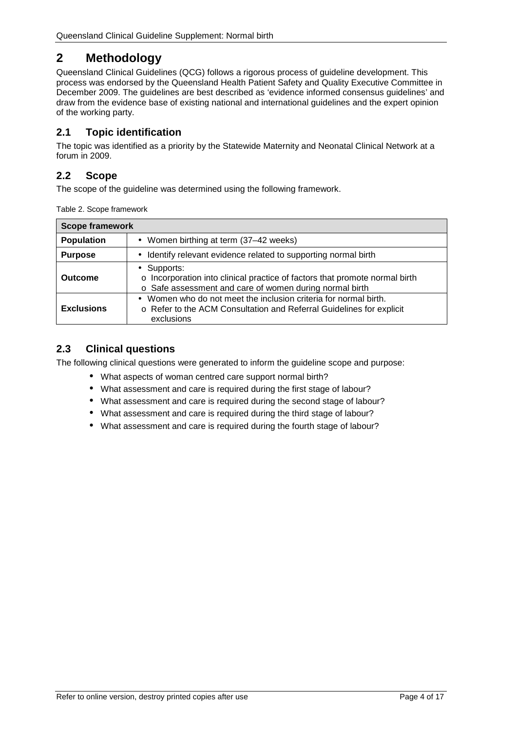# 2 Methodology

Queensland Clinical Guidelines (QCG) follows a rigorous process of guideline development. This process was endorsed by the Queensland Health Patient Safety and Quality Executive Committee in December 2009. The guidelines are best described as 'evidence informed consensus guidelines' and draw from the evidence base of existing national and international guidelines and the expert opinion of the working party.

## 2.1 Topic identification

The topic was identified as a priority by the Statewide Maternity and Neonatal Clinical Network at a forum in 2009.

## 2.2 Scope

The scope of the guideline was determined using the following framework.

Table 2. Scope framework

| Scope framework | |
|---|---|
| **Population** | • Women birthing at term (37–42 weeks) |
| **Purpose** | • Identify relevant evidence related to supporting normal birth |
| **Outcome** | • Supports:<br>o Incorporation into clinical practice of factors that promote normal birth<br>o Safe assessment and care of women during normal birth |
| **Exclusions** | • Women who do not meet the inclusion criteria for normal birth.<br>o Refer to the ACM Consultation and Referral Guidelines for explicit exclusions |

## 2.3 Clinical questions

The following clinical questions were generated to inform the guideline scope and purpose:

- What aspects of woman centred care support normal birth?
- What assessment and care is required during the first stage of labour?
- What assessment and care is required during the second stage of labour?
- What assessment and care is required during the third stage of labour?
- What assessment and care is required during the fourth stage of labour?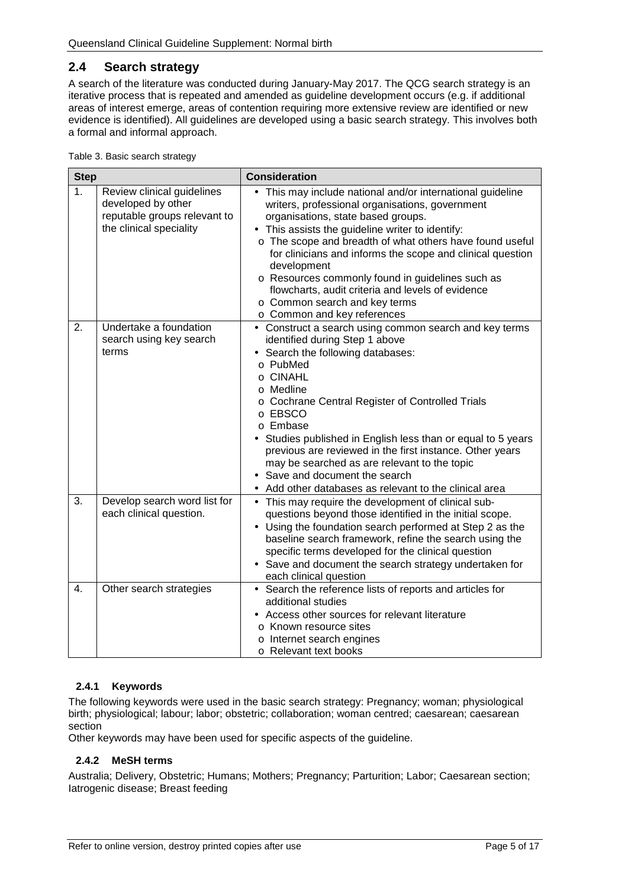## 2.4 Search strategy

A search of the literature was conducted during January-May 2017. The QCG search strategy is an iterative process that is repeated and amended as guideline development occurs (e.g. if additional areas of interest emerge, areas of contention requiring more extensive review are identified or new evidence is identified). All guidelines are developed using a basic search strategy. This involves both a formal and informal approach.

Table 3. Basic search strategy

| Step | | Consideration |
|---|---|---|
| 1. | Review clinical guidelines developed by other reputable groups relevant to the clinical speciality | • This may include national and/or international guideline writers, professional organisations, government organisations, state based groups.<br>• This assists the guideline writer to identify:<br>o The scope and breadth of what others have found useful for clinicians and informs the scope and clinical question development<br>o Resources commonly found in guidelines such as flowcharts, audit criteria and levels of evidence<br>o Common search and key terms<br>o Common and key references |
| 2. | Undertake a foundation search using key search terms | • Construct a search using common search and key terms identified during Step 1 above<br>• Search the following databases:<br>o PubMed<br>o CINAHL<br>o Medline<br>o Cochrane Central Register of Controlled Trials<br>o EBSCO<br>o Embase<br>• Studies published in English less than or equal to 5 years previous are reviewed in the first instance. Other years may be searched as are relevant to the topic<br>• Save and document the search<br>• Add other databases as relevant to the clinical area |
| 3. | Develop search word list for each clinical question. | • This may require the development of clinical sub-questions beyond those identified in the initial scope.<br>• Using the foundation search performed at Step 2 as the baseline search framework, refine the search using the specific terms developed for the clinical question<br>• Save and document the search strategy undertaken for each clinical question |
| 4. | Other search strategies | • Search the reference lists of reports and articles for additional studies<br>• Access other sources for relevant literature<br>o Known resource sites<br>o Internet search engines<br>o Relevant text books |

### 2.4.1 Keywords

The following keywords were used in the basic search strategy: Pregnancy; woman; physiological birth; physiological; labour; labor; obstetric; collaboration; woman centred; caesarean; caesarean section

Other keywords may have been used for specific aspects of the guideline.

### 2.4.2 MeSH terms

Australia; Delivery, Obstetric; Humans; Mothers; Pregnancy; Parturition; Labor; Caesarean section; Iatrogenic disease; Breast feeding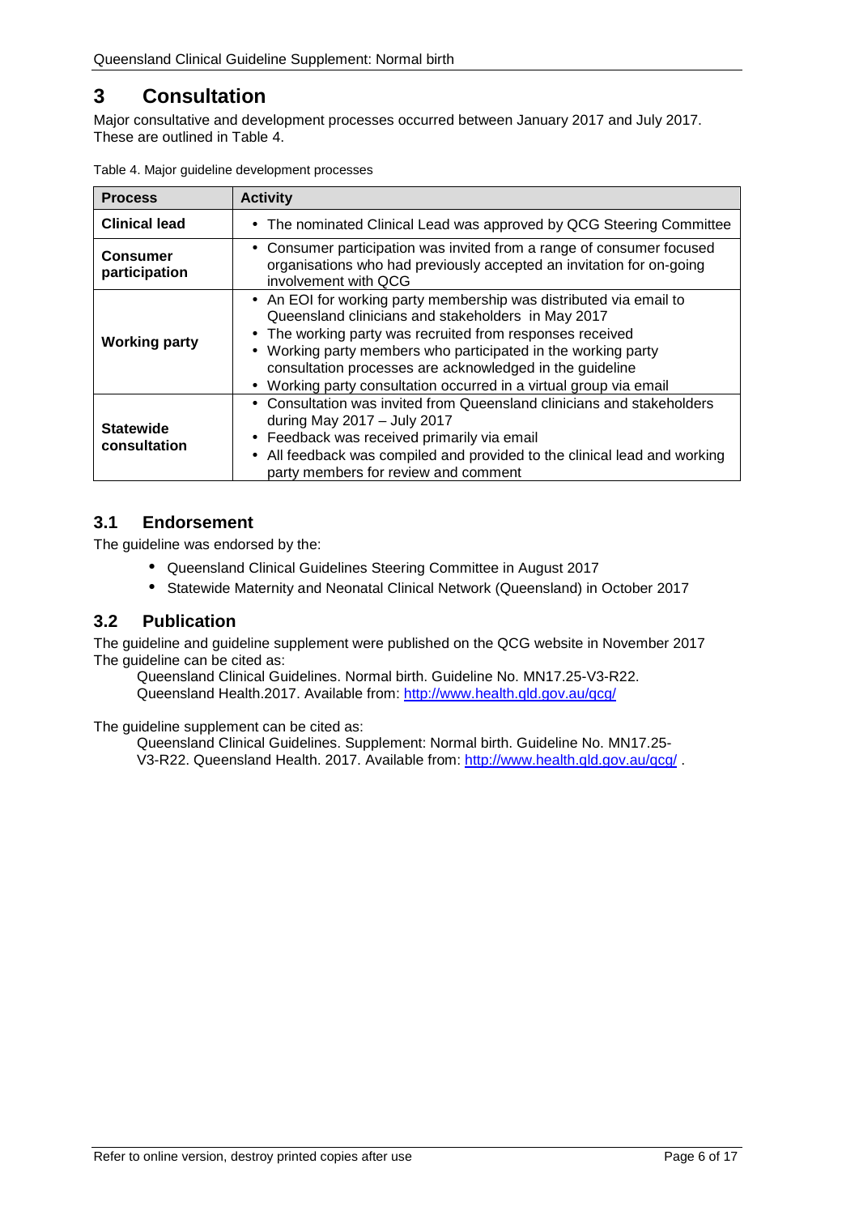# 3 Consultation

Major consultative and development processes occurred between January 2017 and July 2017. These are outlined in Table 4.

Table 4. Major guideline development processes

| Process | Activity |
|---|---|
| **Clinical lead** | • The nominated Clinical Lead was approved by QCG Steering Committee |
| **Consumer participation** | • Consumer participation was invited from a range of consumer focused organisations who had previously accepted an invitation for on-going involvement with QCG |
| **Working party** | • An EOI for working party membership was distributed via email to Queensland clinicians and stakeholders in May 2017<br>• The working party was recruited from responses received<br>• Working party members who participated in the working party consultation processes are acknowledged in the guideline<br>• Working party consultation occurred in a virtual group via email |
| **Statewide consultation** | • Consultation was invited from Queensland clinicians and stakeholders during May 2017 – July 2017<br>• Feedback was received primarily via email<br>• All feedback was compiled and provided to the clinical lead and working party members for review and comment |

## 3.1 Endorsement

The guideline was endorsed by the:

- Queensland Clinical Guidelines Steering Committee in August 2017
- Statewide Maternity and Neonatal Clinical Network (Queensland) in October 2017

## 3.2 Publication

The guideline and guideline supplement were published on the QCG website in November 2017
The guideline can be cited as:

Queensland Clinical Guidelines. Normal birth. Guideline No. MN17.25-V3-R22. Queensland Health.2017. Available from: http://www.health.qld.gov.au/qcg/

The guideline supplement can be cited as:

Queensland Clinical Guidelines. Supplement: Normal birth. Guideline No. MN17.25-V3-R22. Queensland Health. 2017. Available from: http://www.health.qld.gov.au/qcg/ .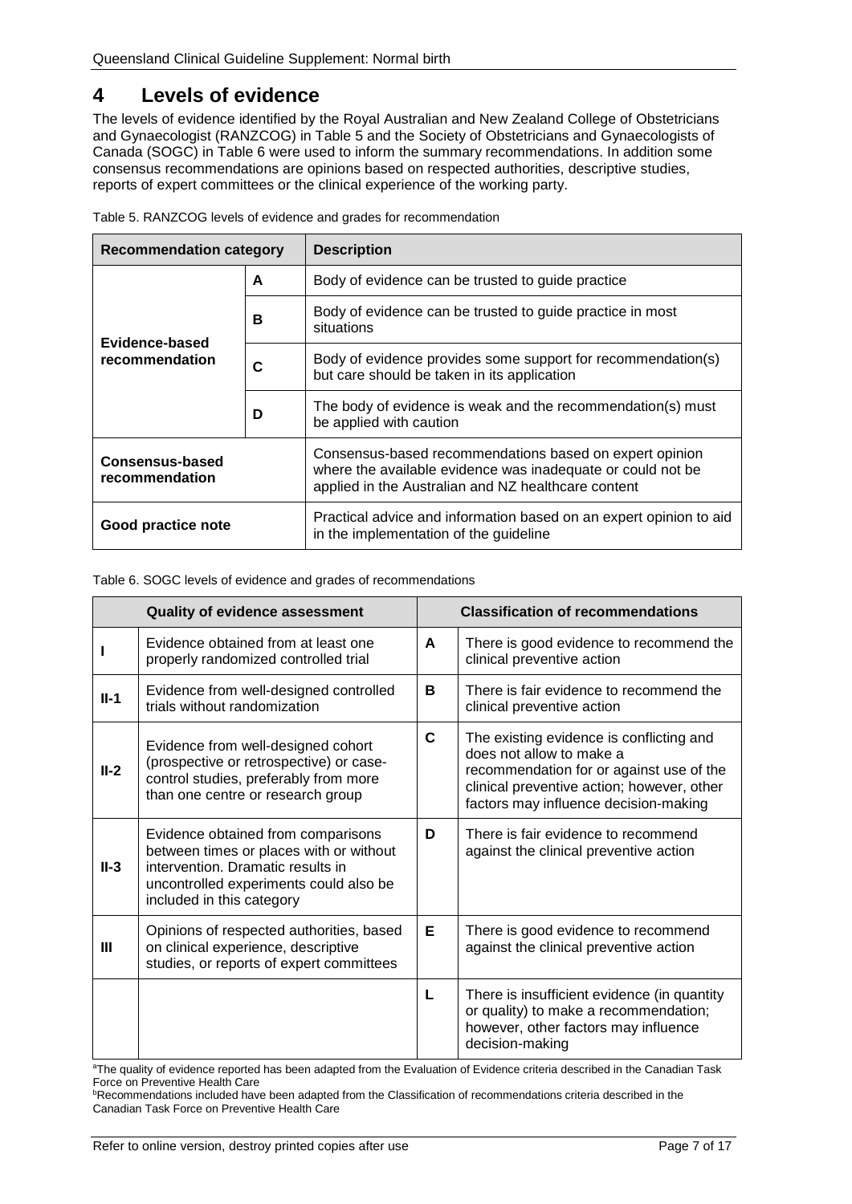# 4 Levels of evidence

The levels of evidence identified by the Royal Australian and New Zealand College of Obstetricians and Gynaecologist (RANZCOG) in Table 5 and the Society of Obstetricians and Gynaecologists of Canada (SOGC) in Table 6 were used to inform the summary recommendations. In addition some consensus recommendations are opinions based on respected authorities, descriptive studies, reports of expert committees or the clinical experience of the working party.

Table 5. RANZCOG levels of evidence and grades for recommendation

| Recommendation category | | Description |
|---|---|---|
| **Evidence-based recommendation** | **A** | Body of evidence can be trusted to guide practice |
| | **B** | Body of evidence can be trusted to guide practice in most situations |
| | **C** | Body of evidence provides some support for recommendation(s) but care should be taken in its application |
| | **D** | The body of evidence is weak and the recommendation(s) must be applied with caution |
| **Consensus-based recommendation** | | Consensus-based recommendations based on expert opinion where the available evidence was inadequate or could not be applied in the Australian and NZ healthcare content |
| **Good practice note** | | Practical advice and information based on an expert opinion to aid in the implementation of the guideline |

Table 6. SOGC levels of evidence and grades of recommendations

| Quality of evidence assessment | | Classification of recommendations | |
|---|---|---|---|
| **I** | Evidence obtained from at least one properly randomized controlled trial | **A** | There is good evidence to recommend the clinical preventive action |
| **II-1** | Evidence from well-designed controlled trials without randomization | **B** | There is fair evidence to recommend the clinical preventive action |
| **II-2** | Evidence from well-designed cohort (prospective or retrospective) or case-control studies, preferably from more than one centre or research group | **C** | The existing evidence is conflicting and does not allow to make a recommendation for or against use of the clinical preventive action; however, other factors may influence decision-making |
| **II-3** | Evidence obtained from comparisons between times or places with or without intervention. Dramatic results in uncontrolled experiments could also be included in this category | **D** | There is fair evidence to recommend against the clinical preventive action |
| **III** | Opinions of respected authorities, based on clinical experience, descriptive studies, or reports of expert committees | **E** | There is good evidence to recommend against the clinical preventive action |
| | | **L** | There is insufficient evidence (in quantity or quality) to make a recommendation; however, other factors may influence decision-making |

[a]The quality of evidence reported has been adapted from the Evaluation of Evidence criteria described in the Canadian Task Force on Preventive Health Care
[b]Recommendations included have been adapted from the Classification of recommendations criteria described in the Canadian Task Force on Preventive Health Care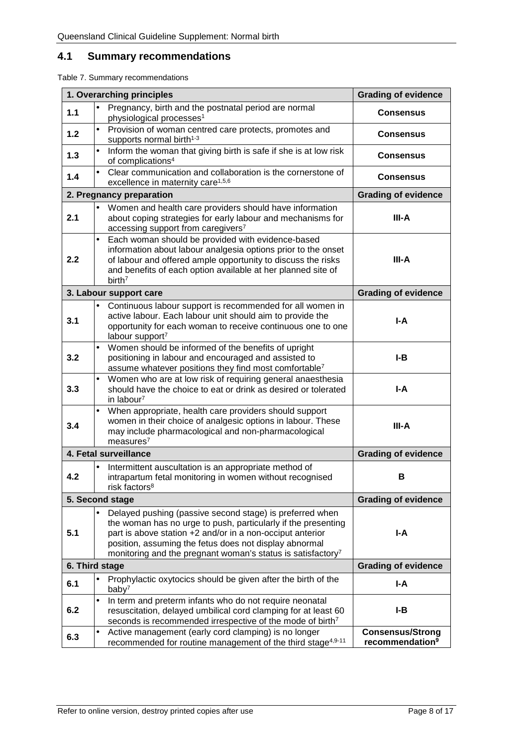## 4.1 Summary recommendations

Table 7. Summary recommendations

| 1. Overarching principles | | Grading of evidence |
|---|---|---|
| 1.1 | • Pregnancy, birth and the postnatal period are normal physiological processes[1] | Consensus |
| 1.2 | • Provision of woman centred care protects, promotes and supports normal birth[1-3] | Consensus |
| 1.3 | • Inform the woman that giving birth is safe if she is at low risk of complications[4] | Consensus |
| 1.4 | • Clear communication and collaboration is the cornerstone of excellence in maternity care[1,5,6] | Consensus |
| **2. Pregnancy preparation** | | **Grading of evidence** |
| 2.1 | • Women and health care providers should have information about coping strategies for early labour and mechanisms for accessing support from caregivers[7] | III-A |
| 2.2 | • Each woman should be provided with evidence-based information about labour analgesia options prior to the onset of labour and offered ample opportunity to discuss the risks and benefits of each option available at her planned site of birth[7] | III-A |
| **3. Labour support care** | | **Grading of evidence** |
| 3.1 | • Continuous labour support is recommended for all women in active labour. Each labour unit should aim to provide the opportunity for each woman to receive continuous one to one labour support[7] | I-A |
| 3.2 | • Women should be informed of the benefits of upright positioning in labour and encouraged and assisted to assume whatever positions they find most comfortable[7] | I-B |
| 3.3 | • Women who are at low risk of requiring general anaesthesia should have the choice to eat or drink as desired or tolerated in labour[7] | I-A |
| 3.4 | • When appropriate, health care providers should support women in their choice of analgesic options in labour. These may include pharmacological and non-pharmacological measures[7] | III-A |
| **4. Fetal surveillance** | | **Grading of evidence** |
| 4.2 | • Intermittent auscultation is an appropriate method of intrapartum fetal monitoring in women without recognised risk factors[8] | B |
| **5. Second stage** | | **Grading of evidence** |
| 5.1 | • Delayed pushing (passive second stage) is preferred when the woman has no urge to push, particularly if the presenting part is above station +2 and/or in a non-occiput anterior position, assuming the fetus does not display abnormal monitoring and the pregnant woman's status is satisfactory[7] | I-A |
| **6. Third stage** | | **Grading of evidence** |
| 6.1 | • Prophylactic oxytocics should be given after the birth of the baby[7] | I-A |
| 6.2 | • In term and preterm infants who do not require neonatal resuscitation, delayed umbilical cord clamping for at least 60 seconds is recommended irrespective of the mode of birth[7] | I-B |
| 6.3 | • Active management (early cord clamping) is no longer recommended for routine management of the third stage[4,9-11] | Consensus/Strong recommendation[9] |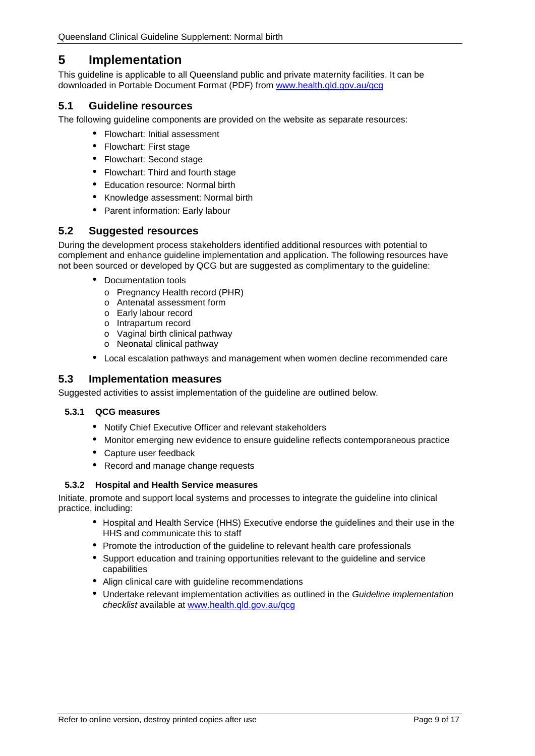# 5 Implementation

This guideline is applicable to all Queensland public and private maternity facilities. It can be downloaded in Portable Document Format (PDF) from [www.health.qld.gov.au/qcg](www.health.qld.gov.au/qcg)

## 5.1 Guideline resources

The following guideline components are provided on the website as separate resources:

- Flowchart: Initial assessment
- Flowchart: First stage
- Flowchart: Second stage
- Flowchart: Third and fourth stage
- Education resource: Normal birth
- Knowledge assessment: Normal birth
- Parent information: Early labour

## 5.2 Suggested resources

During the development process stakeholders identified additional resources with potential to complement and enhance guideline implementation and application. The following resources have not been sourced or developed by QCG but are suggested as complimentary to the guideline:

- Documentation tools
  - Pregnancy Health record (PHR)
  - Antenatal assessment form
  - Early labour record
  - Intrapartum record
  - Vaginal birth clinical pathway
  - Neonatal clinical pathway
- Local escalation pathways and management when women decline recommended care

## 5.3 Implementation measures

Suggested activities to assist implementation of the guideline are outlined below.

### 5.3.1 QCG measures

- Notify Chief Executive Officer and relevant stakeholders
- Monitor emerging new evidence to ensure guideline reflects contemporaneous practice
- Capture user feedback
- Record and manage change requests

### 5.3.2 Hospital and Health Service measures

Initiate, promote and support local systems and processes to integrate the guideline into clinical practice, including:

- Hospital and Health Service (HHS) Executive endorse the guidelines and their use in the HHS and communicate this to staff
- Promote the introduction of the guideline to relevant health care professionals
- Support education and training opportunities relevant to the guideline and service capabilities
- Align clinical care with guideline recommendations
- Undertake relevant implementation activities as outlined in the *Guideline implementation checklist* available at [www.health.qld.gov.au/qcg](www.health.qld.gov.au/qcg)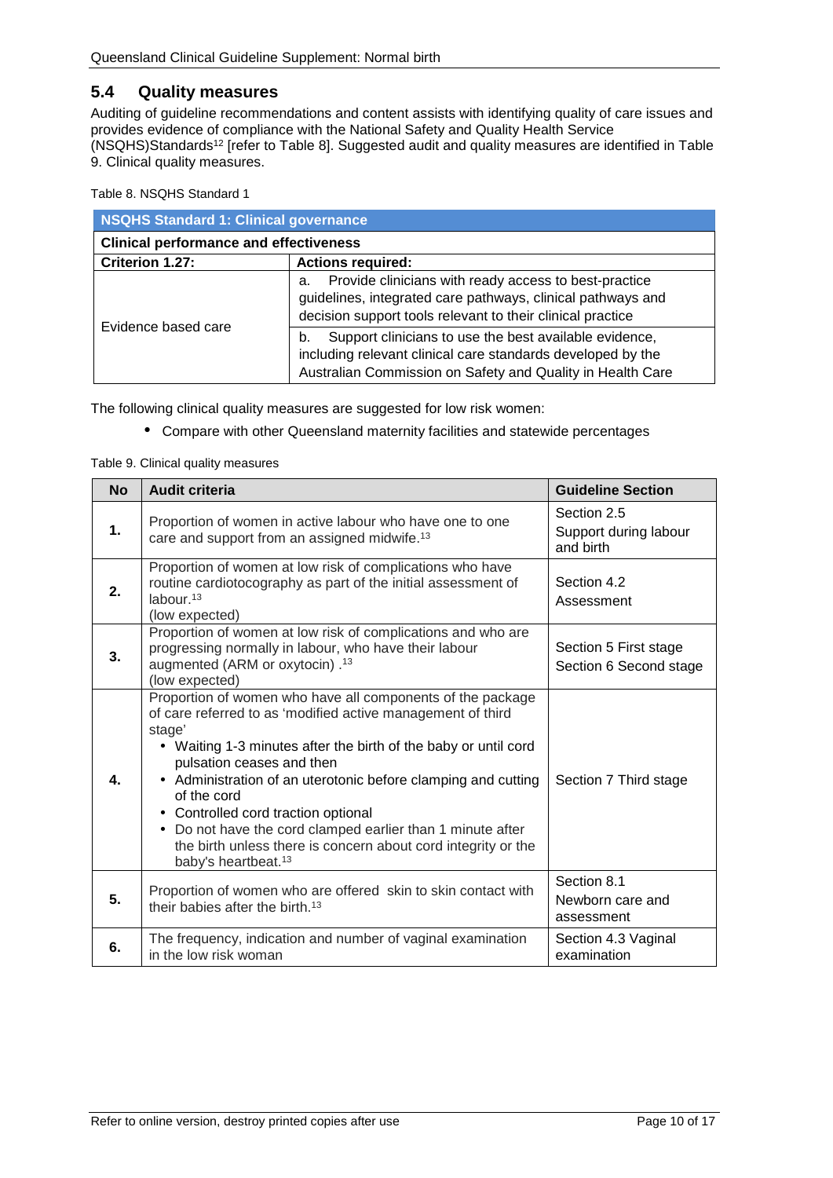## 5.4 Quality measures

Auditing of guideline recommendations and content assists with identifying quality of care issues and provides evidence of compliance with the National Safety and Quality Health Service (NSQHS)Standards[12] [refer to Table 8]. Suggested audit and quality measures are identified in Table 9. Clinical quality measures.

Table 8. NSQHS Standard 1

| **NSQHS Standard 1: Clinical governance** | |
|---|---|
| **Clinical performance and effectiveness** | |
| **Criterion 1.27:** | **Actions required:** |
| Evidence based care | a. Provide clinicians with ready access to best-practice guidelines, integrated care pathways, clinical pathways and decision support tools relevant to their clinical practice |
| | b. Support clinicians to use the best available evidence, including relevant clinical care standards developed by the Australian Commission on Safety and Quality in Health Care |

The following clinical quality measures are suggested for low risk women:

- Compare with other Queensland maternity facilities and statewide percentages

Table 9. Clinical quality measures

| No | Audit criteria | Guideline Section |
|---|---|---|
| **1.** | Proportion of women in active labour who have one to one care and support from an assigned midwife.[13] | Section 2.5 Support during labour and birth |
| **2.** | Proportion of women at low risk of complications who have routine cardiotocography as part of the initial assessment of labour.[13] (low expected) | Section 4.2 Assessment |
| **3.** | Proportion of women at low risk of complications and who are progressing normally in labour, who have their labour augmented (ARM or oxytocin) .[13] (low expected) | Section 5 First stage<br>Section 6 Second stage |
| **4.** | Proportion of women who have all components of the package of care referred to as 'modified active management of third stage'<br>• Waiting 1-3 minutes after the birth of the baby or until cord pulsation ceases and then<br>• Administration of an uterotonic before clamping and cutting of the cord<br>• Controlled cord traction optional<br>• Do not have the cord clamped earlier than 1 minute after the birth unless there is concern about cord integrity or the baby's heartbeat.[13] | Section 7 Third stage |
| **5.** | Proportion of women who are offered skin to skin contact with their babies after the birth.[13] | Section 8.1 Newborn care and assessment |
| **6.** | The frequency, indication and number of vaginal examination in the low risk woman | Section 4.3 Vaginal examination |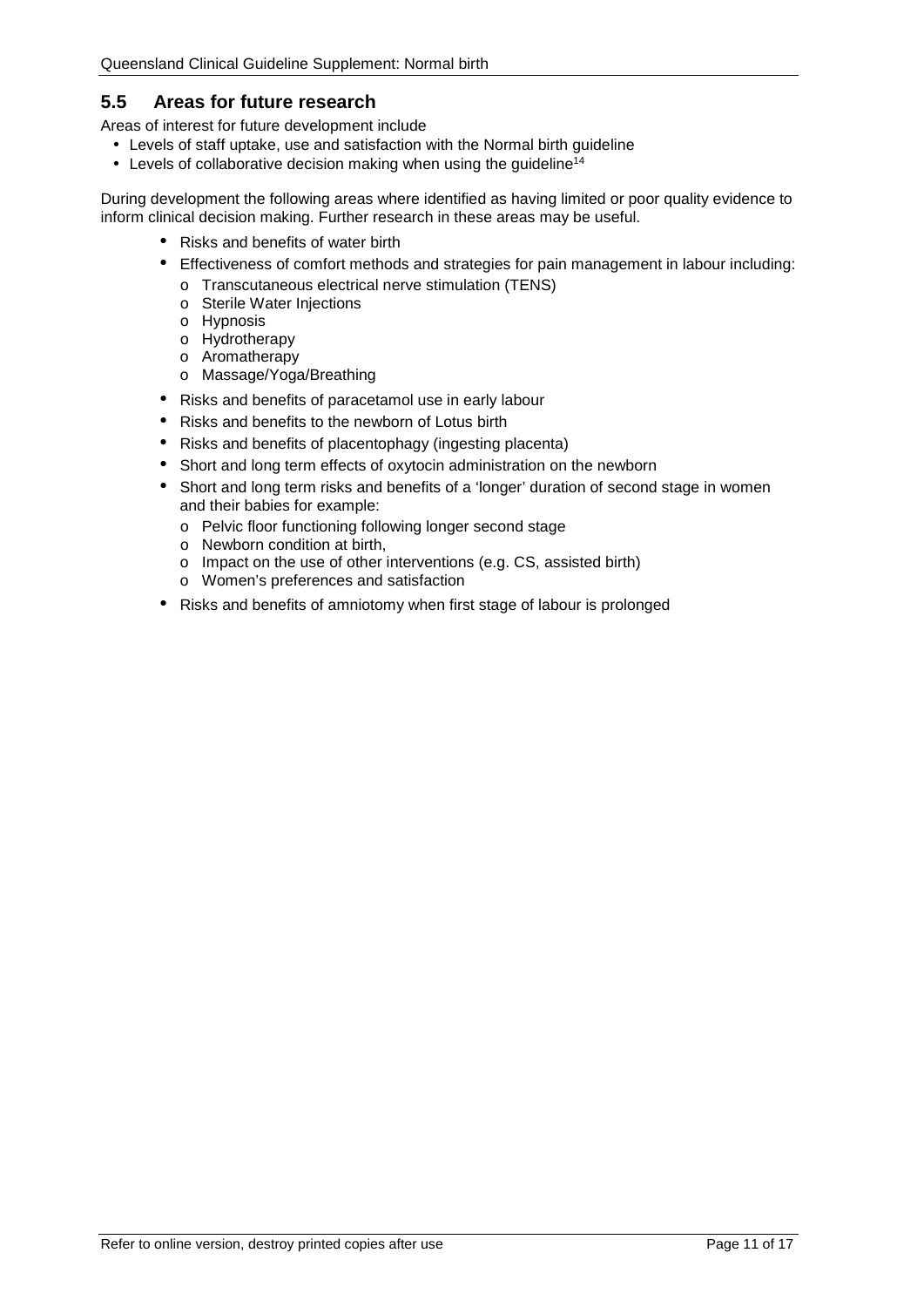## 5.5 Areas for future research

Areas of interest for future development include

- Levels of staff uptake, use and satisfaction with the Normal birth guideline
- Levels of collaborative decision making when using the guideline[14]

During development the following areas where identified as having limited or poor quality evidence to inform clinical decision making. Further research in these areas may be useful.

- Risks and benefits of water birth
- Effectiveness of comfort methods and strategies for pain management in labour including:
  - Transcutaneous electrical nerve stimulation (TENS)
  - Sterile Water Injections
  - Hypnosis
  - Hydrotherapy
  - Aromatherapy
  - Massage/Yoga/Breathing
- Risks and benefits of paracetamol use in early labour
- Risks and benefits to the newborn of Lotus birth
- Risks and benefits of placentophagy (ingesting placenta)
- Short and long term effects of oxytocin administration on the newborn
- Short and long term risks and benefits of a 'longer' duration of second stage in women and their babies for example:
  - Pelvic floor functioning following longer second stage
  - Newborn condition at birth,
  - Impact on the use of other interventions (e.g. CS, assisted birth)
  - Women's preferences and satisfaction
- Risks and benefits of amniotomy when first stage of labour is prolonged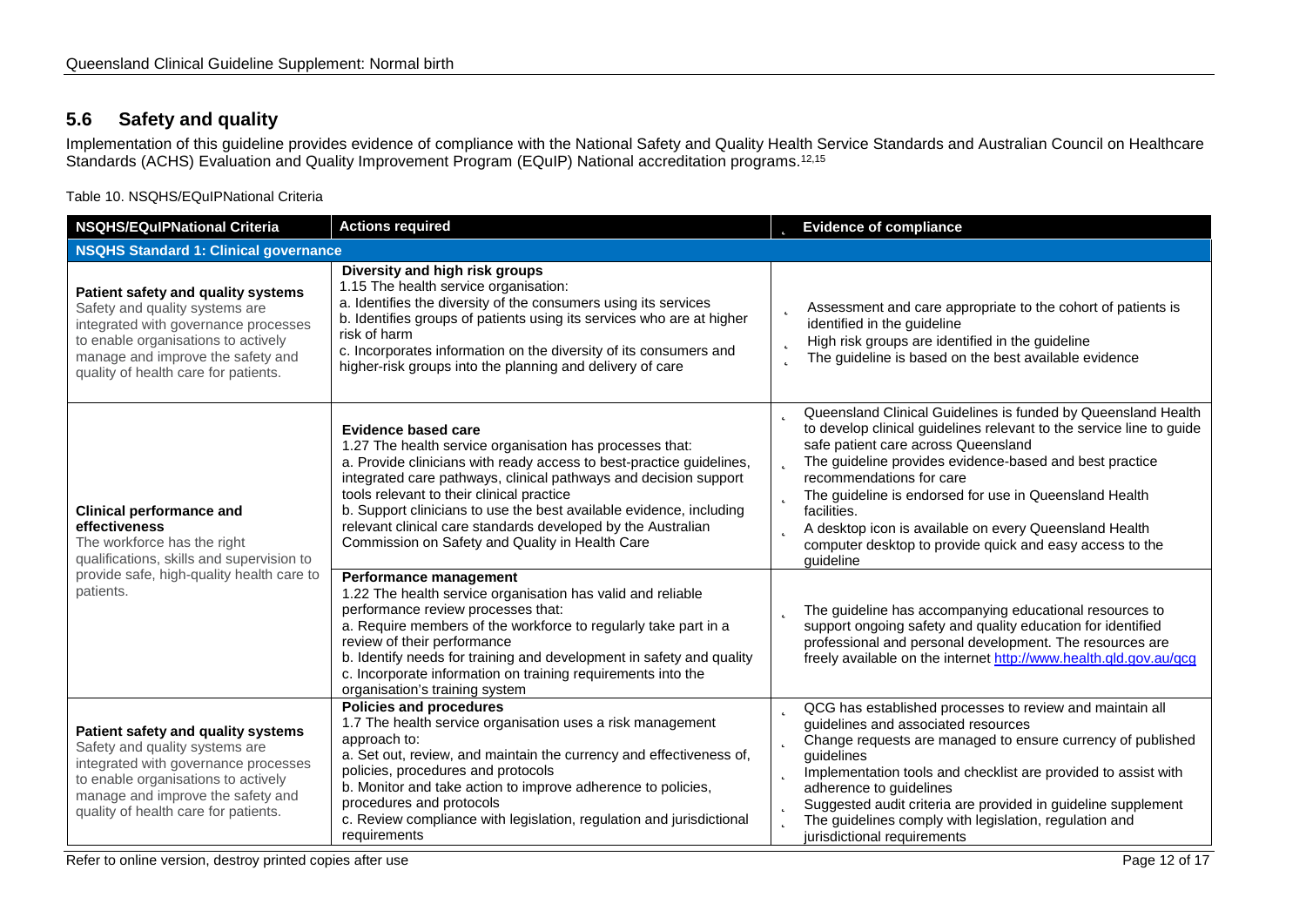## 5.6 Safety and quality

Implementation of this guideline provides evidence of compliance with the National Safety and Quality Health Service Standards and Australian Council on Healthcare Standards (ACHS) Evaluation and Quality Improvement Program (EQuIP) National accreditation programs.[12,15]

Table 10. NSQHS/EQuIPNational Criteria

| NSQHS/EQuIPNational Criteria | Actions required | Evidence of compliance |
|---|---|---|
| **NSQHS Standard 1: Clinical governance** | | |
| **Patient safety and quality systems**<br>Safety and quality systems are integrated with governance processes to enable organisations to actively manage and improve the safety and quality of health care for patients. | **Diversity and high risk groups**<br>1.15 The health service organisation:<br>a. Identifies the diversity of the consumers using its services<br>b. Identifies groups of patients using its services who are at higher risk of harm<br>c. Incorporates information on the diversity of its consumers and higher-risk groups into the planning and delivery of care | • Assessment and care appropriate to the cohort of patients is identified in the guideline<br>• High risk groups are identified in the guideline<br>• The guideline is based on the best available evidence |
| **Clinical performance and effectiveness**<br>The workforce has the right qualifications, skills and supervision to provide safe, high-quality health care to patients. | **Evidence based care**<br>1.27 The health service organisation has processes that:<br>a. Provide clinicians with ready access to best-practice guidelines, integrated care pathways, clinical pathways and decision support tools relevant to their clinical practice<br>b. Support clinicians to use the best available evidence, including relevant clinical care standards developed by the Australian Commission on Safety and Quality in Health Care | • Queensland Clinical Guidelines is funded by Queensland Health to develop clinical guidelines relevant to the service line to guide safe patient care across Queensland<br>• The guideline provides evidence-based and best practice recommendations for care<br>• The guideline is endorsed for use in Queensland Health facilities.<br>• A desktop icon is available on every Queensland Health computer desktop to provide quick and easy access to the guideline |
| | **Performance management**<br>1.22 The health service organisation has valid and reliable performance review processes that:<br>a. Require members of the workforce to regularly take part in a review of their performance<br>b. Identify needs for training and development in safety and quality<br>c. Incorporate information on training requirements into the organisation's training system | • The guideline has accompanying educational resources to support ongoing safety and quality education for identified professional and personal development. The resources are freely available on the internet http://www.health.qld.gov.au/qcg |
| **Patient safety and quality systems**<br>Safety and quality systems are integrated with governance processes to enable organisations to actively manage and improve the safety and quality of health care for patients. | **Policies and procedures**<br>1.7 The health service organisation uses a risk management approach to:<br>a. Set out, review, and maintain the currency and effectiveness of, policies, procedures and protocols<br>b. Monitor and take action to improve adherence to policies, procedures and protocols<br>c. Review compliance with legislation, regulation and jurisdictional requirements | • QCG has established processes to review and maintain all guidelines and associated resources<br>• Change requests are managed to ensure currency of published guidelines<br>• Implementation tools and checklist are provided to assist with adherence to guidelines<br>• Suggested audit criteria are provided in guideline supplement<br>• The guidelines comply with legislation, regulation and jurisdictional requirements |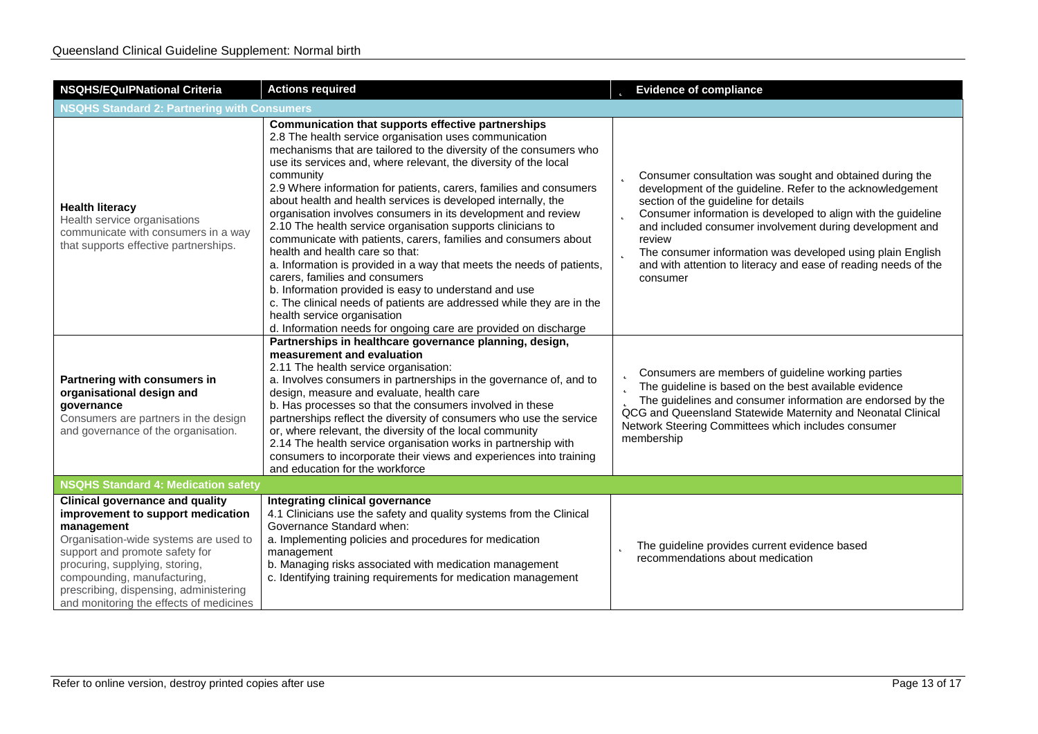| NSQHS/EQuIPNational Criteria | Actions required | Evidence of compliance |
|---|---|---|
| **NSQHS Standard 2: Partnering with Consumers** | | |
| **Health literacy**<br>Health service organisations communicate with consumers in a way that supports effective partnerships. | **Communication that supports effective partnerships**<br>2.8 The health service organisation uses communication mechanisms that are tailored to the diversity of the consumers who use its services and, where relevant, the diversity of the local community<br>2.9 Where information for patients, carers, families and consumers about health and health services is developed internally, the organisation involves consumers in its development and review<br>2.10 The health service organisation supports clinicians to communicate with patients, carers, families and consumers about health and health care so that:<br>a. Information is provided in a way that meets the needs of patients, carers, families and consumers<br>b. Information provided is easy to understand and use<br>c. The clinical needs of patients are addressed while they are in the health service organisation<br>d. Information needs for ongoing care are provided on discharge | - Consumer consultation was sought and obtained during the development of the guideline. Refer to the acknowledgement section of the guideline for details<br>- Consumer information is developed to align with the guideline and included consumer involvement during development and review<br>- The consumer information was developed using plain English and with attention to literacy and ease of reading needs of the consumer |
| **Partnering with consumers in organisational design and governance**<br>Consumers are partners in the design and governance of the organisation. | **Partnerships in healthcare governance planning, design, measurement and evaluation**<br>2.11 The health service organisation:<br>a. Involves consumers in partnerships in the governance of, and to design, measure and evaluate, health care<br>b. Has processes so that the consumers involved in these partnerships reflect the diversity of consumers who use the service or, where relevant, the diversity of the local community<br>2.14 The health service organisation works in partnership with consumers to incorporate their views and experiences into training and education for the workforce | - Consumers are members of guideline working parties<br>- The guideline is based on the best available evidence<br>- The guidelines and consumer information are endorsed by the QCG and Queensland Statewide Maternity and Neonatal Clinical Network Steering Committees which includes consumer membership |
| **NSQHS Standard 4: Medication safety** | | |
| **Clinical governance and quality improvement to support medication management**<br>Organisation-wide systems are used to support and promote safety for procuring, supplying, storing, compounding, manufacturing, prescribing, dispensing, administering and monitoring the effects of medicines | **Integrating clinical governance**<br>4.1 Clinicians use the safety and quality systems from the Clinical Governance Standard when:<br>a. Implementing policies and procedures for medication management<br>b. Managing risks associated with medication management<br>c. Identifying training requirements for medication management | - The guideline provides current evidence based recommendations about medication |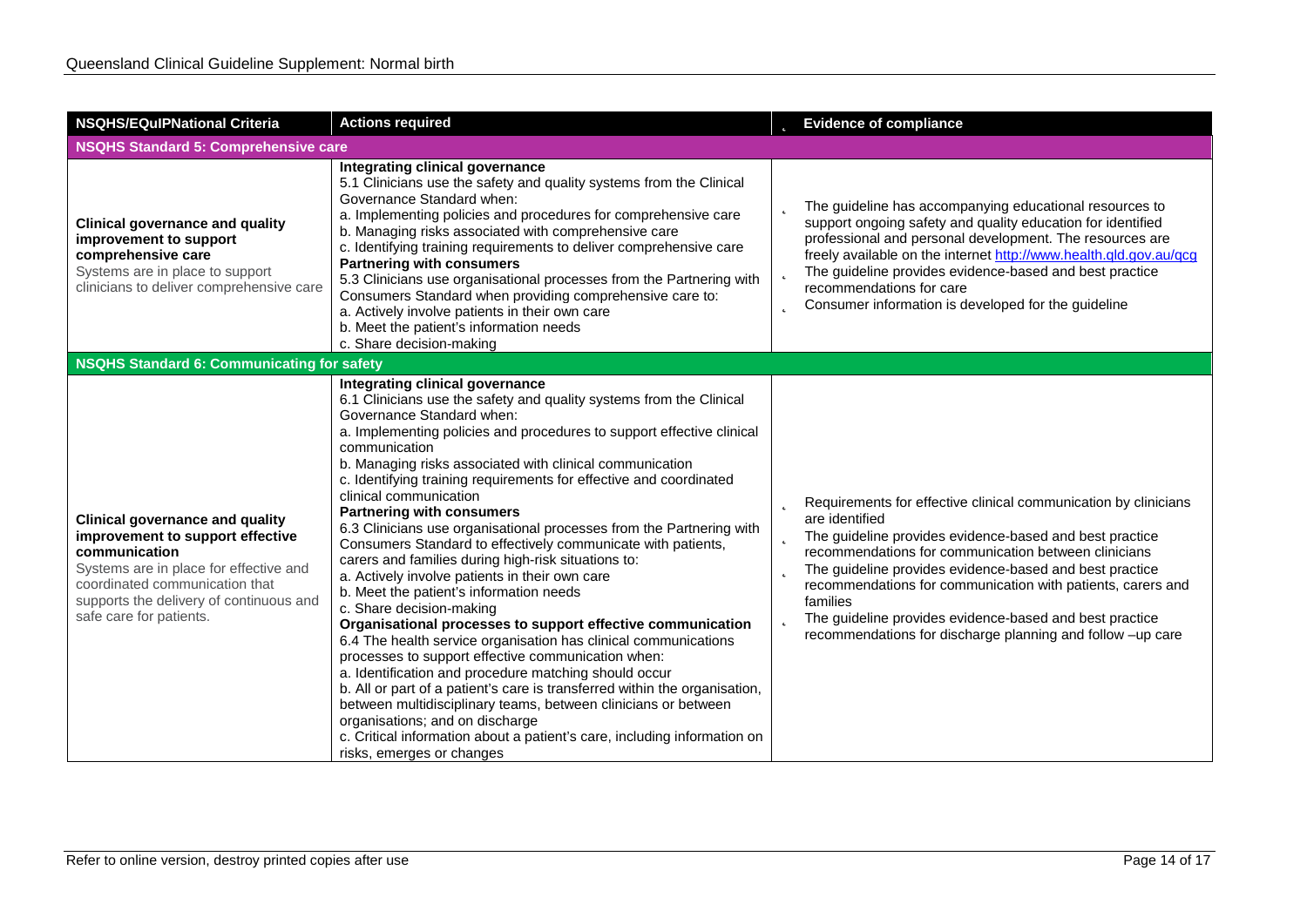| NSQHS/EQuIPNational Criteria | Actions required | Evidence of compliance |
|---|---|---|
| **NSQHS Standard 5: Comprehensive care** | | |
| **Clinical governance and quality improvement to support comprehensive care**<br>Systems are in place to support clinicians to deliver comprehensive care | **Integrating clinical governance**<br>5.1 Clinicians use the safety and quality systems from the Clinical Governance Standard when:<br>a. Implementing policies and procedures for comprehensive care<br>b. Managing risks associated with comprehensive care<br>c. Identifying training requirements to deliver comprehensive care<br>**Partnering with consumers**<br>5.3 Clinicians use organisational processes from the Partnering with Consumers Standard when providing comprehensive care to:<br>a. Actively involve patients in their own care<br>b. Meet the patient's information needs<br>c. Share decision-making | - The guideline has accompanying educational resources to support ongoing safety and quality education for identified professional and personal development. The resources are freely available on the internet http://www.health.qld.gov.au/qcg<br>- The guideline provides evidence-based and best practice recommendations for care<br>- Consumer information is developed for the guideline |
| **NSQHS Standard 6: Communicating for safety** | | |
| **Clinical governance and quality improvement to support effective communication**<br>Systems are in place for effective and coordinated communication that supports the delivery of continuous and safe care for patients. | **Integrating clinical governance**<br>6.1 Clinicians use the safety and quality systems from the Clinical Governance Standard when:<br>a. Implementing policies and procedures to support effective clinical communication<br>b. Managing risks associated with clinical communication<br>c. Identifying training requirements for effective and coordinated clinical communication<br>**Partnering with consumers**<br>6.3 Clinicians use organisational processes from the Partnering with Consumers Standard to effectively communicate with patients, carers and families during high-risk situations to:<br>a. Actively involve patients in their own care<br>b. Meet the patient's information needs<br>c. Share decision-making<br>**Organisational processes to support effective communication**<br>6.4 The health service organisation has clinical communications processes to support effective communication when:<br>a. Identification and procedure matching should occur<br>b. All or part of a patient's care is transferred within the organisation, between multidisciplinary teams, between clinicians or between organisations; and on discharge<br>c. Critical information about a patient's care, including information on risks, emerges or changes | - Requirements for effective clinical communication by clinicians are identified<br>- The guideline provides evidence-based and best practice recommendations for communication between clinicians<br>- The guideline provides evidence-based and best practice recommendations for communication with patients, carers and families<br>- The guideline provides evidence-based and best practice recommendations for discharge planning and follow –up care |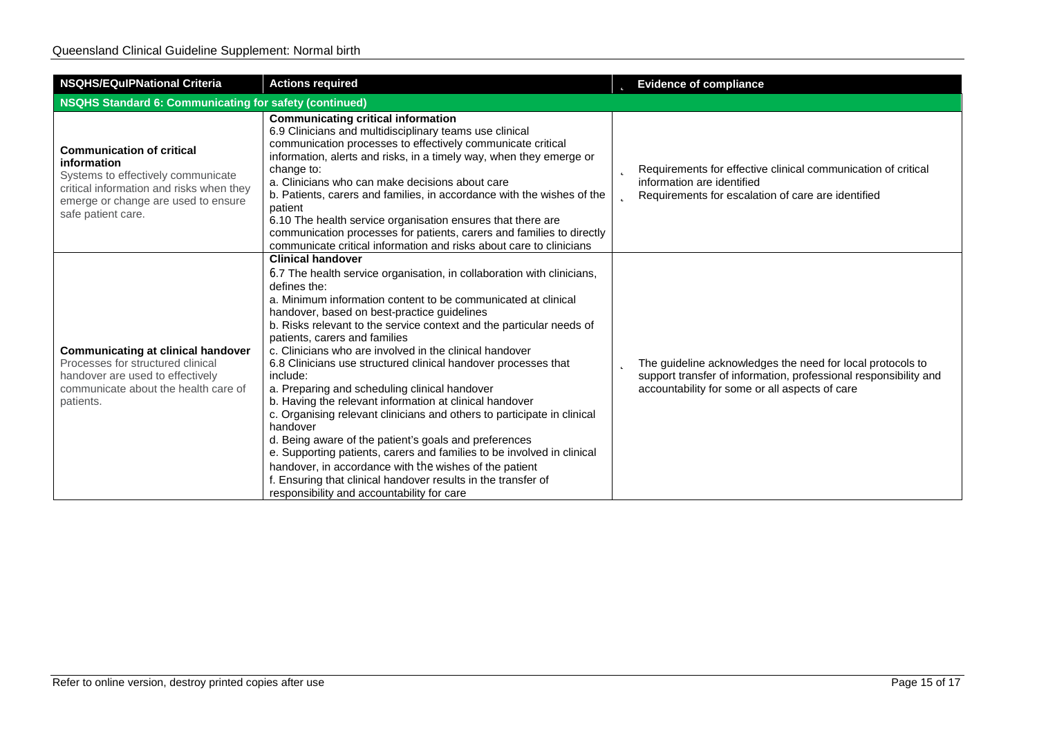| NSQHS/EQuIPNational Criteria | Actions required | Evidence of compliance |
|---|---|---|
| **NSQHS Standard 6: Communicating for safety (continued)** | | |
| **Communication of critical information**<br>Systems to effectively communicate critical information and risks when they emerge or change are used to ensure safe patient care. | **Communicating critical information**<br>6.9 Clinicians and multidisciplinary teams use clinical communication processes to effectively communicate critical information, alerts and risks, in a timely way, when they emerge or change to:<br>a. Clinicians who can make decisions about care<br>b. Patients, carers and families, in accordance with the wishes of the patient<br>6.10 The health service organisation ensures that there are communication processes for patients, carers and families to directly communicate critical information and risks about care to clinicians | - Requirements for effective clinical communication of critical information are identified<br>- Requirements for escalation of care are identified |
| **Communicating at clinical handover**<br>Processes for structured clinical handover are used to effectively communicate about the health care of patients. | **Clinical handover**<br>6.7 The health service organisation, in collaboration with clinicians, defines the:<br>a. Minimum information content to be communicated at clinical handover, based on best-practice guidelines<br>b. Risks relevant to the service context and the particular needs of patients, carers and families<br>c. Clinicians who are involved in the clinical handover<br>6.8 Clinicians use structured clinical handover processes that include:<br>a. Preparing and scheduling clinical handover<br>b. Having the relevant information at clinical handover<br>c. Organising relevant clinicians and others to participate in clinical handover<br>d. Being aware of the patient's goals and preferences<br>e. Supporting patients, carers and families to be involved in clinical handover, in accordance with the wishes of the patient<br>f. Ensuring that clinical handover results in the transfer of responsibility and accountability for care | - The guideline acknowledges the need for local protocols to support transfer of information, professional responsibility and accountability for some or all aspects of care |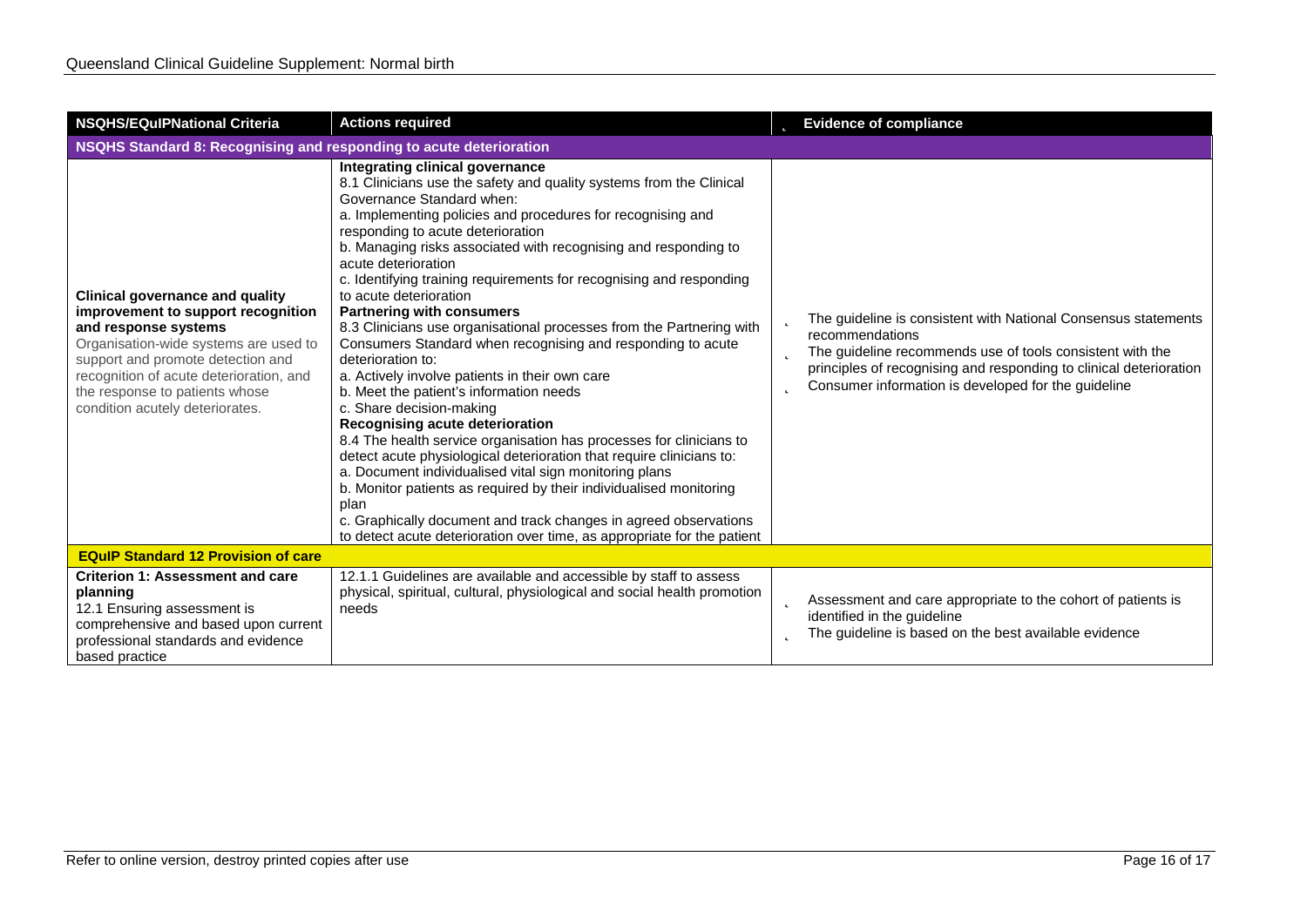| NSQHS/EQuIPNational Criteria | Actions required | Evidence of compliance |
| --- | --- | --- |
| **NSQHS Standard 8: Recognising and responding to acute deterioration** | | |
| **Clinical governance and quality improvement to support recognition and response systems**<br>Organisation-wide systems are used to support and promote detection and recognition of acute deterioration, and the response to patients whose condition acutely deteriorates. | **Integrating clinical governance**<br>8.1 Clinicians use the safety and quality systems from the Clinical Governance Standard when:<br>a. Implementing policies and procedures for recognising and responding to acute deterioration<br>b. Managing risks associated with recognising and responding to acute deterioration<br>c. Identifying training requirements for recognising and responding to acute deterioration<br>**Partnering with consumers**<br>8.3 Clinicians use organisational processes from the Partnering with Consumers Standard when recognising and responding to acute deterioration to:<br>a. Actively involve patients in their own care<br>b. Meet the patient's information needs<br>c. Share decision-making<br>**Recognising acute deterioration**<br>8.4 The health service organisation has processes for clinicians to detect acute physiological deterioration that require clinicians to:<br>a. Document individualised vital sign monitoring plans<br>b. Monitor patients as required by their individualised monitoring plan<br>c. Graphically document and track changes in agreed observations to detect acute deterioration over time, as appropriate for the patient | • The guideline is consistent with National Consensus statements recommendations<br>• The guideline recommends use of tools consistent with the principles of recognising and responding to clinical deterioration<br>• Consumer information is developed for the guideline |
| **EQuIP Standard 12 Provision of care** | | |
| **Criterion 1: Assessment and care planning**<br>12.1 Ensuring assessment is comprehensive and based upon current professional standards and evidence based practice | 12.1.1 Guidelines are available and accessible by staff to assess physical, spiritual, cultural, physiological and social health promotion needs | • Assessment and care appropriate to the cohort of patients is identified in the guideline<br>• The guideline is based on the best available evidence |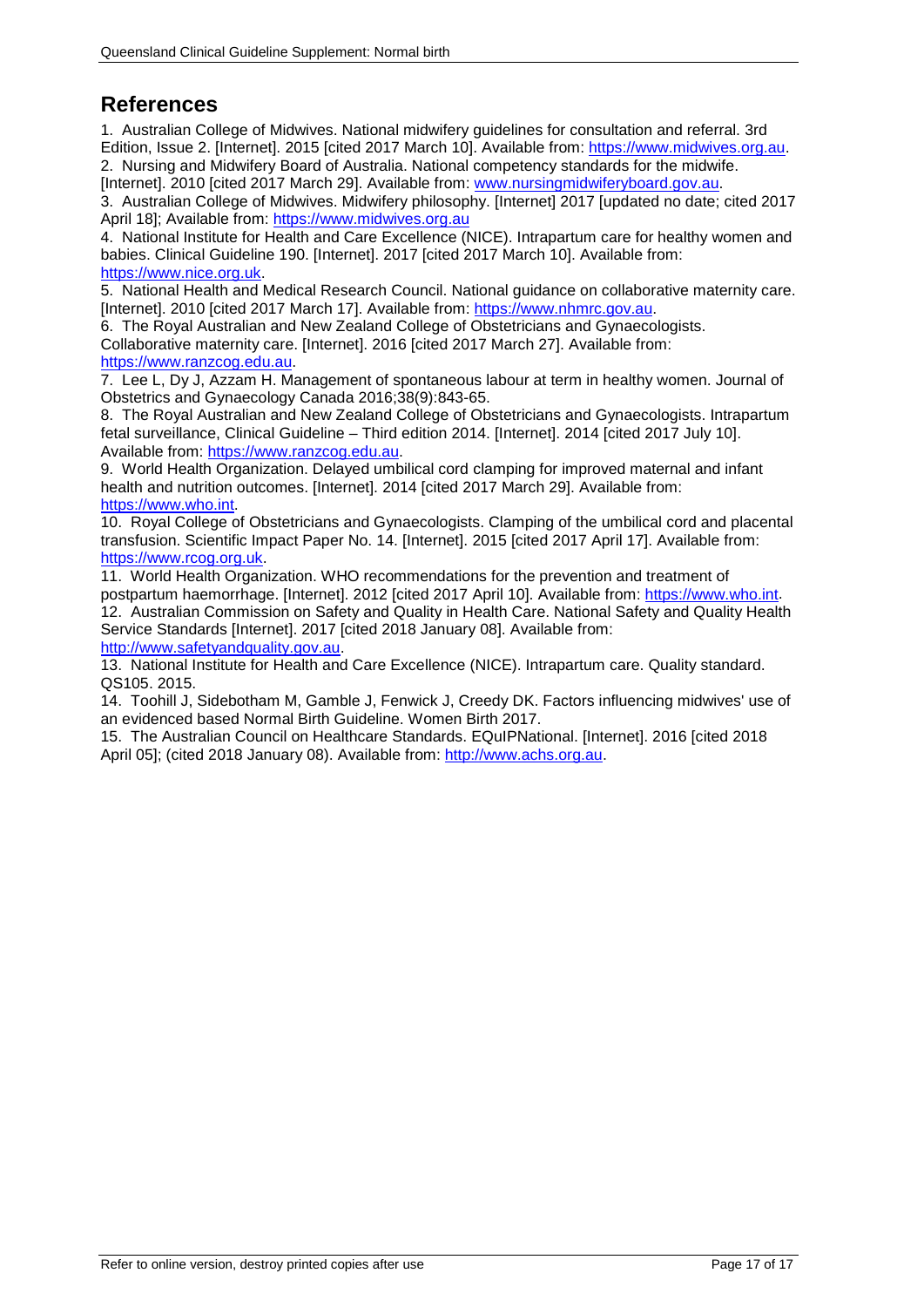## References

1. Australian College of Midwives. National midwifery guidelines for consultation and referral. 3rd Edition, Issue 2. [Internet]. 2015 [cited 2017 March 10]. Available from: https://www.midwives.org.au.
2. Nursing and Midwifery Board of Australia. National competency standards for the midwife. [Internet]. 2010 [cited 2017 March 29]. Available from: www.nursingmidwiferyboard.gov.au.
3. Australian College of Midwives. Midwifery philosophy. [Internet] 2017 [updated no date; cited 2017 April 18]; Available from: https://www.midwives.org.au
4. National Institute for Health and Care Excellence (NICE). Intrapartum care for healthy women and babies. Clinical Guideline 190. [Internet]. 2017 [cited 2017 March 10]. Available from: https://www.nice.org.uk.
5. National Health and Medical Research Council. National guidance on collaborative maternity care. [Internet]. 2010 [cited 2017 March 17]. Available from: https://www.nhmrc.gov.au.
6. The Royal Australian and New Zealand College of Obstetricians and Gynaecologists. Collaborative maternity care. [Internet]. 2016 [cited 2017 March 27]. Available from: https://www.ranzcog.edu.au.
7. Lee L, Dy J, Azzam H. Management of spontaneous labour at term in healthy women. Journal of Obstetrics and Gynaecology Canada 2016;38(9):843-65.
8. The Royal Australian and New Zealand College of Obstetricians and Gynaecologists. Intrapartum fetal surveillance, Clinical Guideline – Third edition 2014. [Internet]. 2014 [cited 2017 July 10]. Available from: https://www.ranzcog.edu.au.
9. World Health Organization. Delayed umbilical cord clamping for improved maternal and infant health and nutrition outcomes. [Internet]. 2014 [cited 2017 March 29]. Available from: https://www.who.int.
10. Royal College of Obstetricians and Gynaecologists. Clamping of the umbilical cord and placental transfusion. Scientific Impact Paper No. 14. [Internet]. 2015 [cited 2017 April 17]. Available from: https://www.rcog.org.uk.
11. World Health Organization. WHO recommendations for the prevention and treatment of postpartum haemorrhage. [Internet]. 2012 [cited 2017 April 10]. Available from: https://www.who.int.
12. Australian Commission on Safety and Quality in Health Care. National Safety and Quality Health Service Standards [Internet]. 2017 [cited 2018 January 08]. Available from: http://www.safetyandquality.gov.au.
13. National Institute for Health and Care Excellence (NICE). Intrapartum care. Quality standard. QS105. 2015.
14. Toohill J, Sidebotham M, Gamble J, Fenwick J, Creedy DK. Factors influencing midwives' use of an evidenced based Normal Birth Guideline. Women Birth 2017.
15. The Australian Council on Healthcare Standards. EQuIPNational. [Internet]. 2016 [cited 2018 April 05]; (cited 2018 January 08). Available from: http://www.achs.org.au.